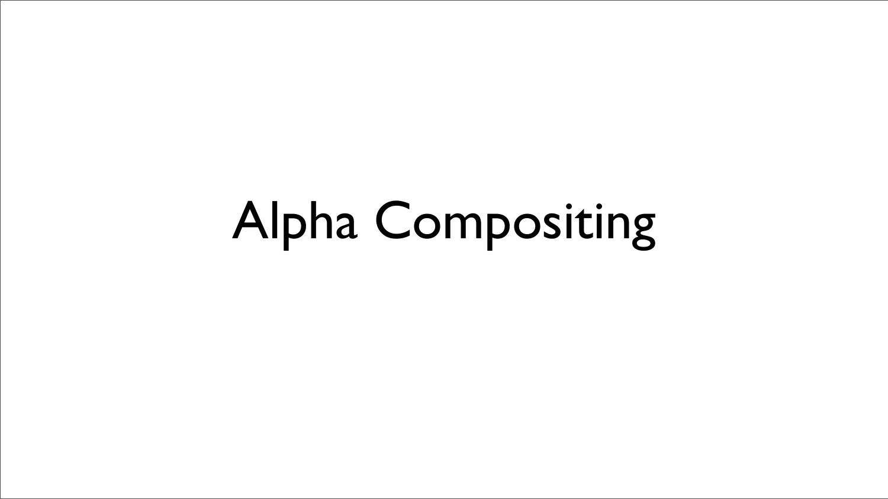# Alpha Compositing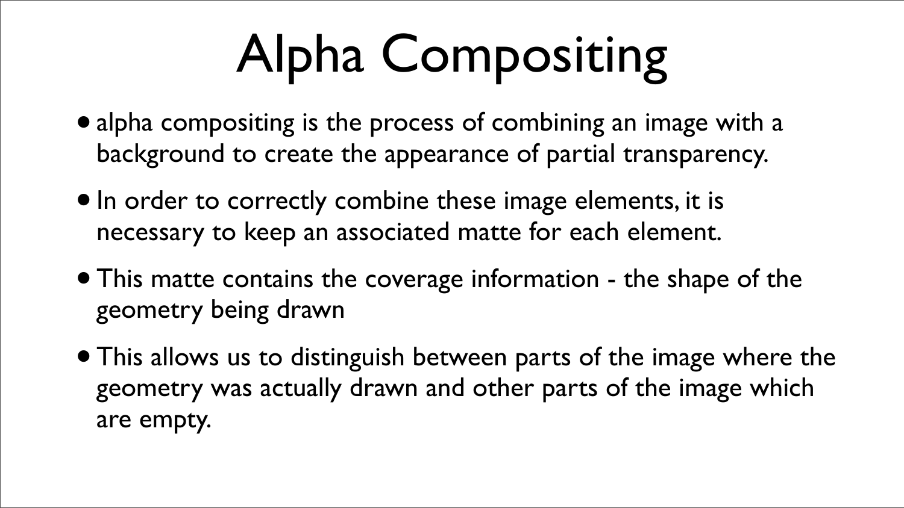# Alpha Compositing

- alpha compositing is the process of combining an image with a background to create the appearance of partial transparency.
- In order to correctly combine these image elements, it is necessary to keep an associated matte for each element.
- This matte contains the coverage information - the shape of the geometry being drawn
- This allows us to distinguish between parts of the image where the geometry was actually drawn and other parts of the image which are empty.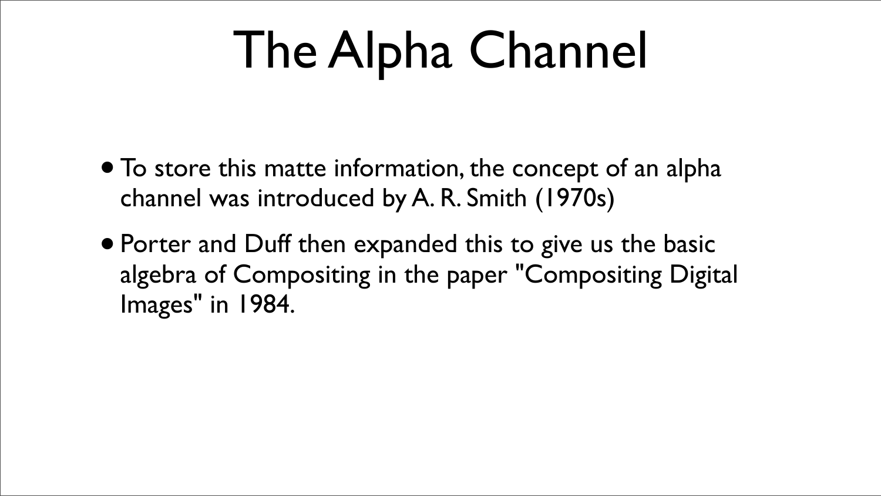# The Alpha Channel

- To store this matte information, the concept of an alpha channel was introduced by A. R. Smith (1970s)
- Porter and Duff then expanded this to give us the basic algebra of Compositing in the paper "Compositing Digital Images" in 1984.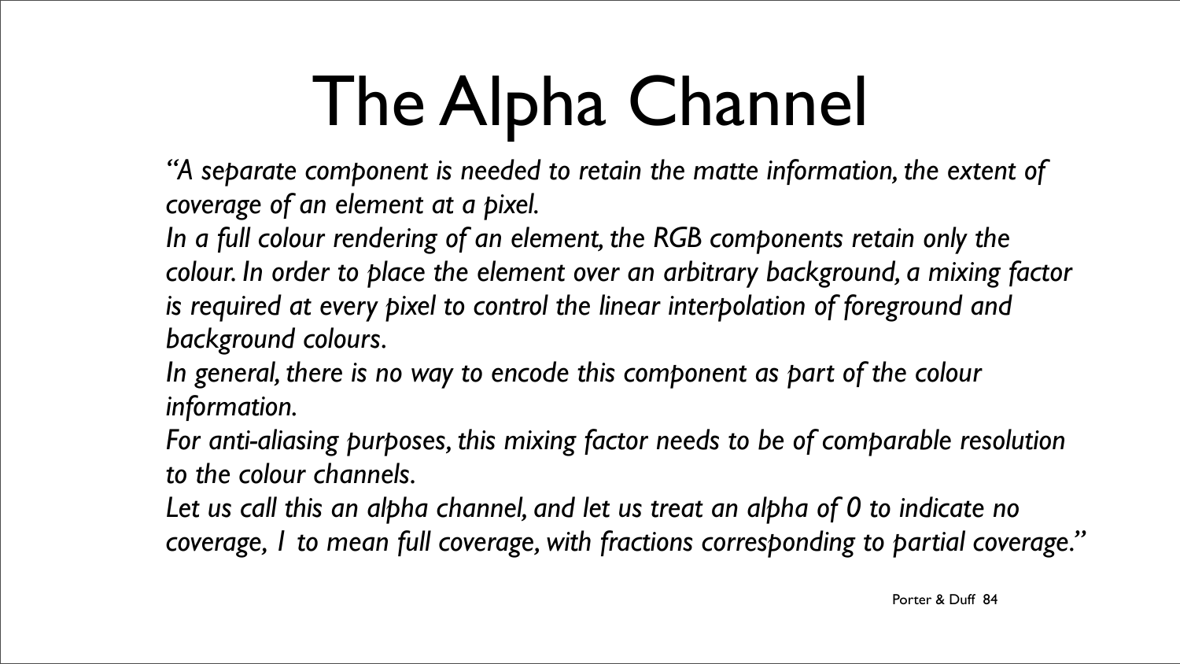# The Alpha Channel

*"A separate component is needed to retain the matte information, the extent of coverage of an element at a pixel.*
*In a full colour rendering of an element, the RGB components retain only the colour. In order to place the element over an arbitrary background, a mixing factor is required at every pixel to control the linear interpolation of foreground and background colours.*
*In general, there is no way to encode this component as part of the colour information.*
*For anti-aliasing purposes, this mixing factor needs to be of comparable resolution to the colour channels.*
*Let us call this an alpha channel, and let us treat an alpha of 0 to indicate no coverage, 1 to mean full coverage, with fractions corresponding to partial coverage."*

Porter & Duff 84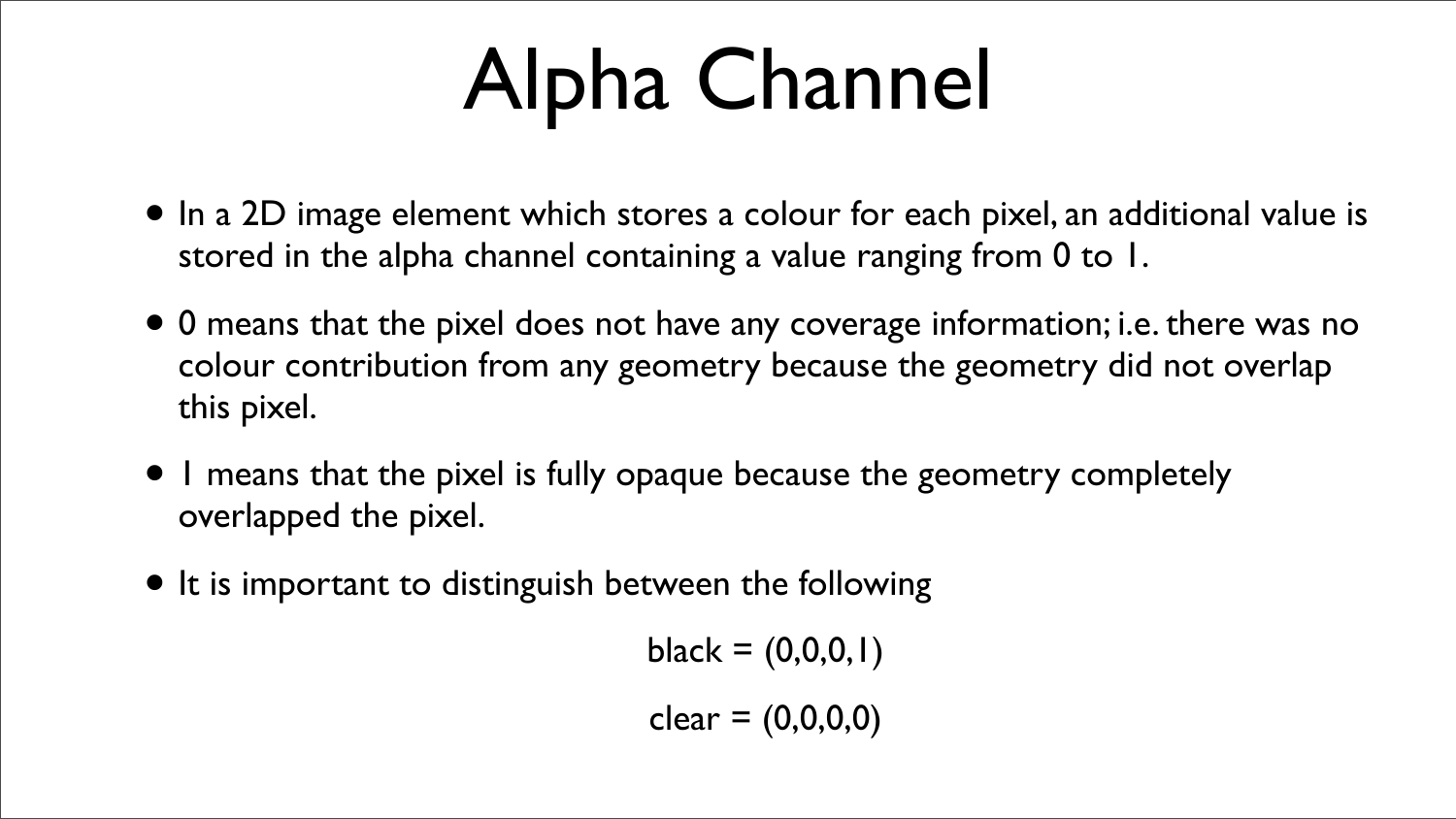# Alpha Channel

- In a 2D image element which stores a colour for each pixel, an additional value is stored in the alpha channel containing a value ranging from 0 to 1.
- 0 means that the pixel does not have any coverage information; i.e. there was no colour contribution from any geometry because the geometry did not overlap this pixel.
- 1 means that the pixel is fully opaque because the geometry completely overlapped the pixel.
- It is important to distinguish between the following

$$\text{black} = (0,0,0,1)$$

$$\text{clear} = (0,0,0,0)$$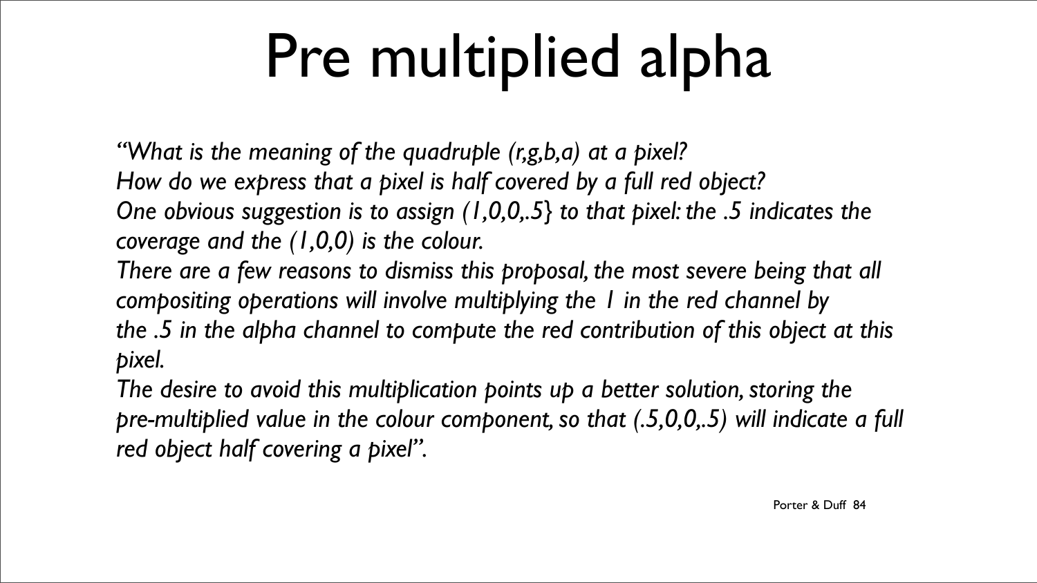# Pre multiplied alpha

*"What is the meaning of the quadruple (r,g,b,a) at a pixel?*
*How do we express that a pixel is half covered by a full red object?*
*One obvious suggestion is to assign (1,0,0,.5} to that pixel: the .5 indicates the coverage and the (1,0,0) is the colour.*
*There are a few reasons to dismiss this proposal, the most severe being that all compositing operations will involve multiplying the 1 in the red channel by the .5 in the alpha channel to compute the red contribution of this object at this pixel.*
*The desire to avoid this multiplication points up a better solution, storing the pre-multiplied value in the colour component, so that (.5,0,0,.5) will indicate a full red object half covering a pixel".*

Porter & Duff 84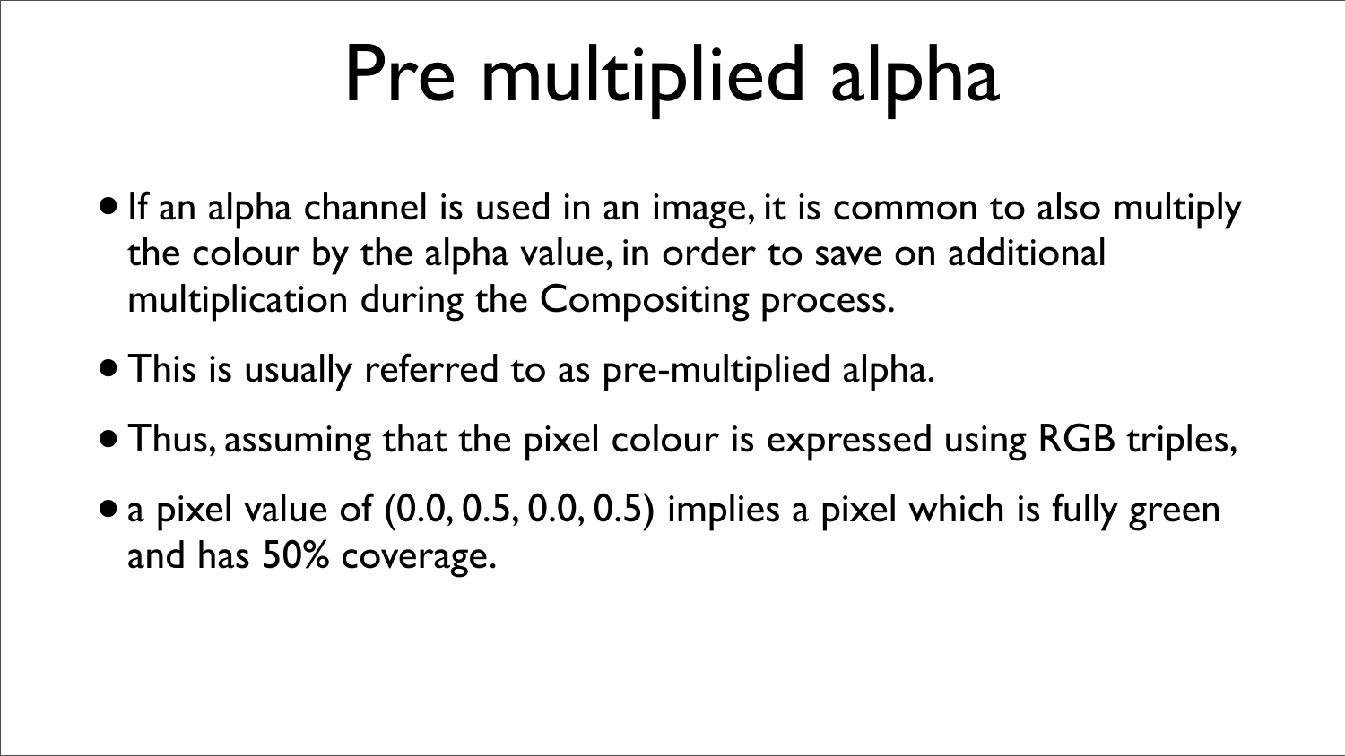# Pre multiplied alpha

- If an alpha channel is used in an image, it is common to also multiply the colour by the alpha value, in order to save on additional multiplication during the Compositing process.
- This is usually referred to as pre-multiplied alpha.
- Thus, assuming that the pixel colour is expressed using RGB triples,
- a pixel value of (0.0, 0.5, 0.0, 0.5) implies a pixel which is fully green and has 50% coverage.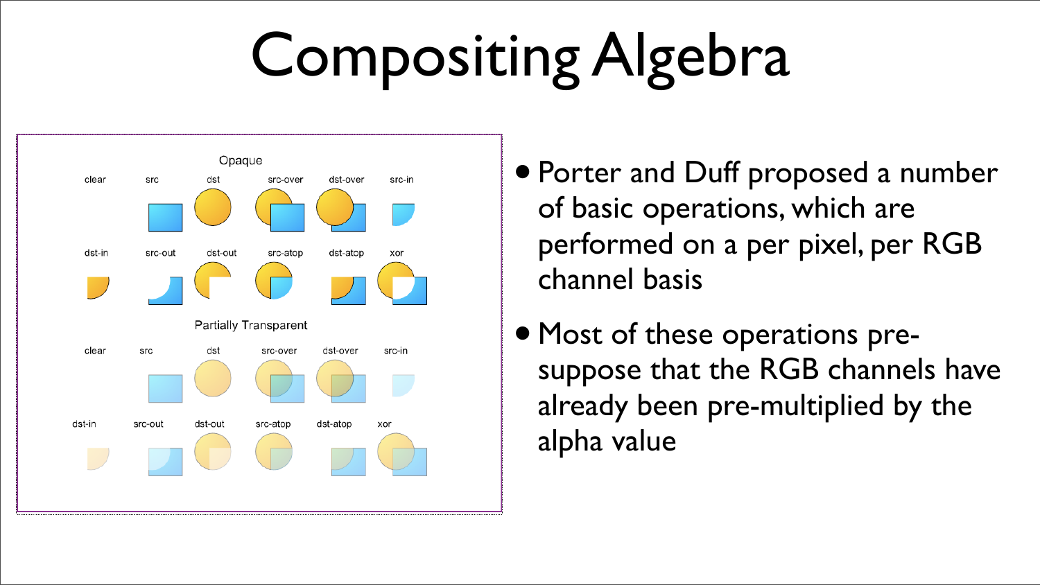# Compositing Algebra

- Porter and Duff proposed a number of basic operations, which are performed on a per pixel, per RGB channel basis
- Most of these operations pre-suppose that the RGB channels have already been pre-multiplied by the alpha value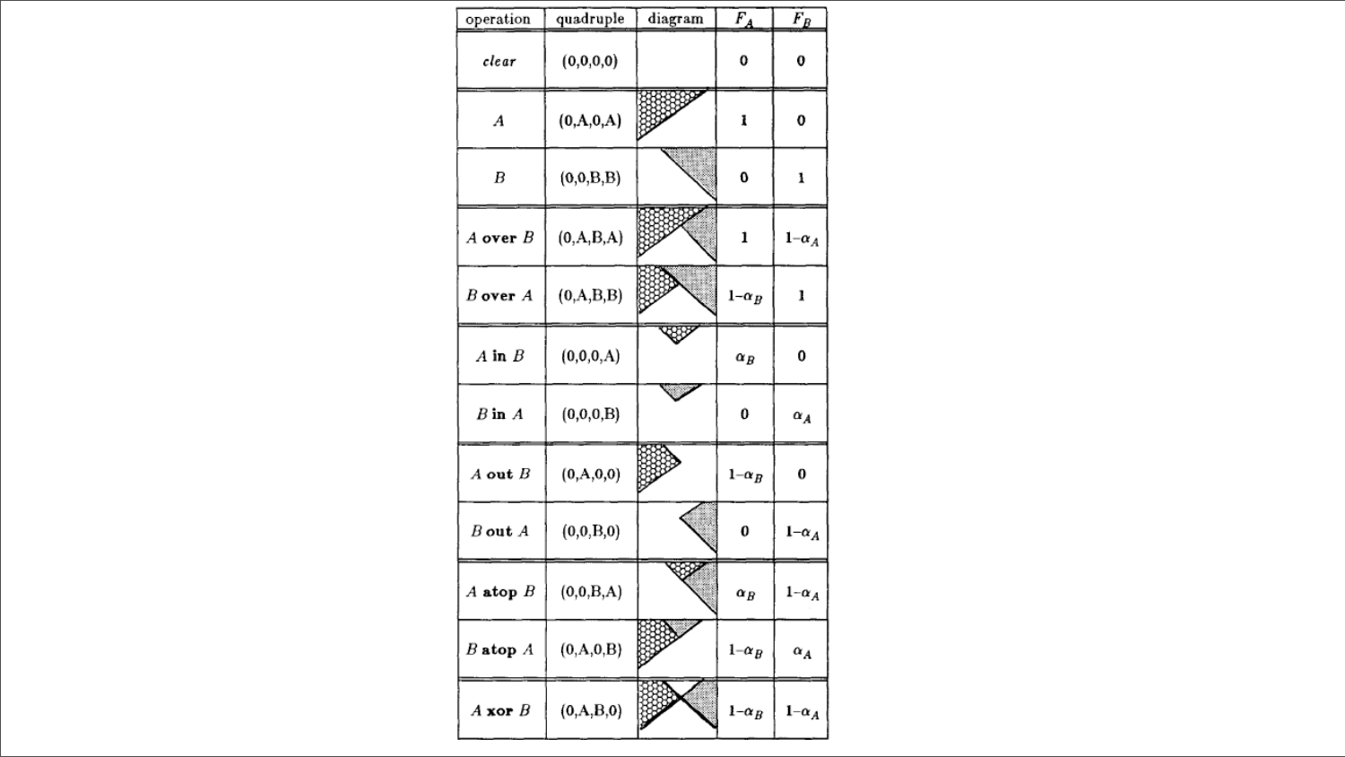| operation | quadruple | diagram | $F_A$ | $F_B$ |
|---|---|---|---|---|
| *clear* | (0,0,0,0) | | 0 | 0 |
| $A$ | (0,A,0,A) | | 1 | 0 |
| $B$ | (0,0,B,B) | | 0 | 1 |
| $A$ **over** $B$ | (0,A,B,A) | | 1 | $1-\alpha_A$ |
| $B$ **over** $A$ | (0,A,B,B) | | $1-\alpha_B$ | 1 |
| $A$ **in** $B$ | (0,0,0,A) | | $\alpha_B$ | 0 |
| $B$ **in** $A$ | (0,0,0,B) | | 0 | $\alpha_A$ |
| $A$ **out** $B$ | (0,A,0,0) | | $1-\alpha_B$ | 0 |
| $B$ **out** $A$ | (0,0,B,0) | | 0 | $1-\alpha_A$ |
| $A$ **atop** $B$ | (0,0,B,A) | | $\alpha_B$ | $1-\alpha_A$ |
| $B$ **atop** $A$ | (0,A,0,B) | | $1-\alpha_B$ | $\alpha_A$ |
| $A$ **xor** $B$ | (0,A,B,0) | | $1-\alpha_B$ | $1-\alpha_A$ |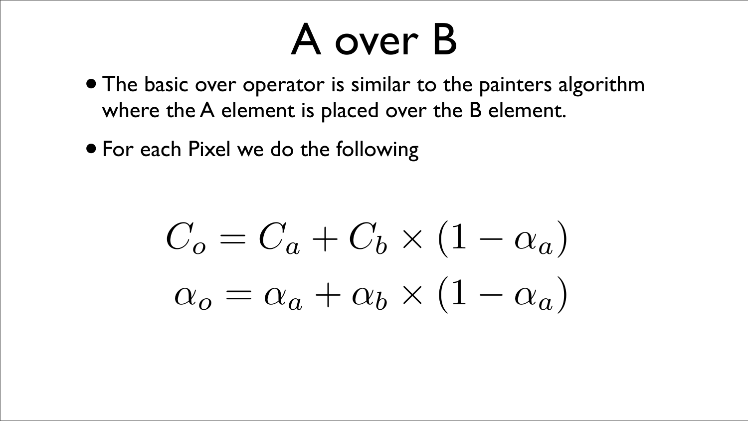# A over B

- The basic over operator is similar to the painters algorithm where the A element is placed over the B element.
- For each Pixel we do the following

$$C_o = C_a + C_b \times (1 - \alpha_a)$$

$$\alpha_o = \alpha_a + \alpha_b \times (1 - \alpha_a)$$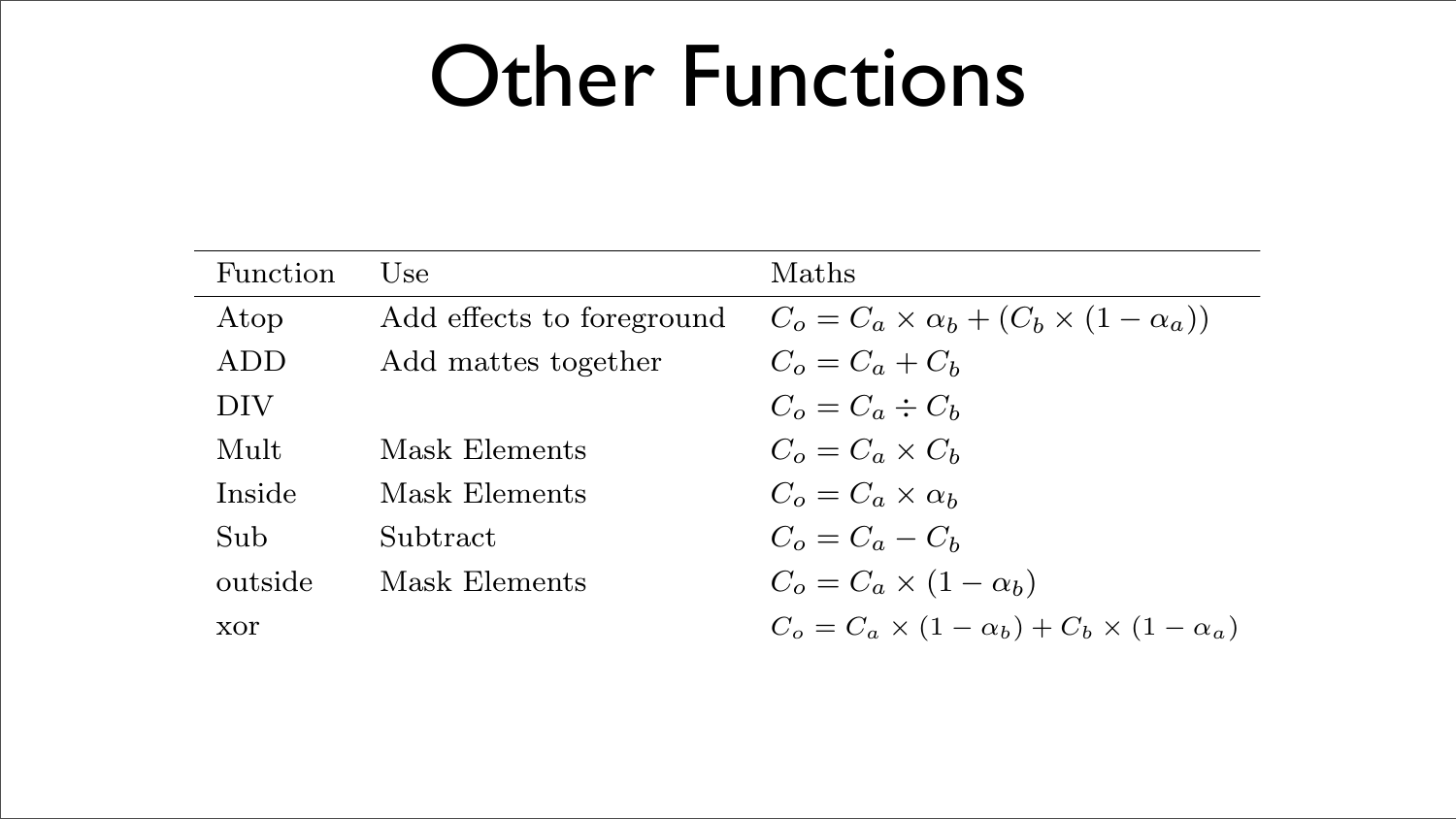# Other Functions

| Function | Use | Maths |
|---|---|---|
| Atop | Add effects to foreground | $C_o = C_a \times \alpha_b + (C_b \times (1 - \alpha_a))$ |
| ADD | Add mattes together | $C_o = C_a + C_b$ |
| DIV | | $C_o = C_a \div C_b$ |
| Mult | Mask Elements | $C_o = C_a \times C_b$ |
| Inside | Mask Elements | $C_o = C_a \times \alpha_b$ |
| Sub | Subtract | $C_o = C_a - C_b$ |
| outside | Mask Elements | $C_o = C_a \times (1 - \alpha_b)$ |
| xor | | $C_o = C_a \times (1 - \alpha_b) + C_b \times (1 - \alpha_a)$ |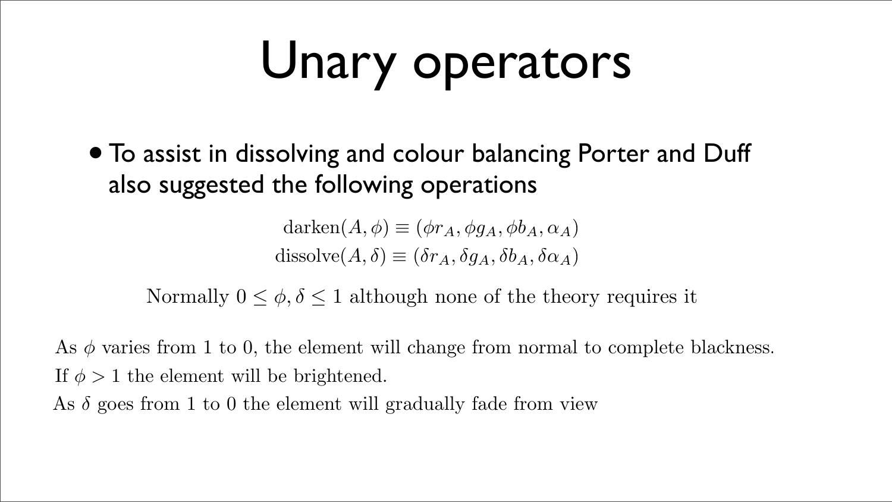# Unary operators

- To assist in dissolving and colour balancing Porter and Duff also suggested the following operations

$$\text{darken}(A, \phi) \equiv (\phi r_A, \phi g_A, \phi b_A, \alpha_A)$$
$$\text{dissolve}(A, \delta) \equiv (\delta r_A, \delta g_A, \delta b_A, \delta \alpha_A)$$

Normally $0 \leq \phi, \delta \leq 1$ although none of the theory requires it

As $\phi$ varies from 1 to 0, the element will change from normal to complete blackness.
If $\phi > 1$ the element will be brightened.
As $\delta$ goes from 1 to 0 the element will gradually fade from view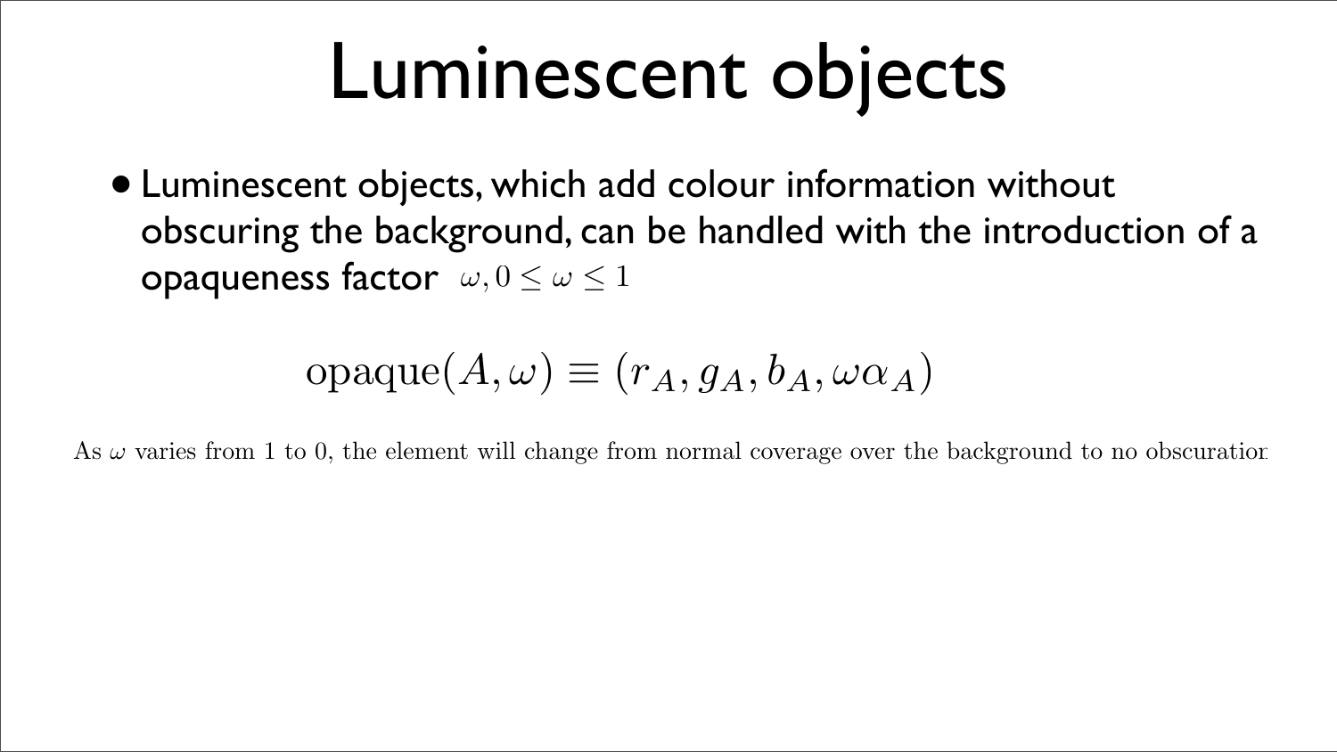# Luminescent objects

- Luminescent objects, which add colour information without obscuring the background, can be handled with the introduction of a opaqueness factor $\omega, 0 \leq \omega \leq 1$

$$\text{opaque}(A, \omega) \equiv (r_A, g_A, b_A, \omega\alpha_A)$$

As $\omega$ varies from 1 to 0, the element will change from normal coverage over the background to no obscuratior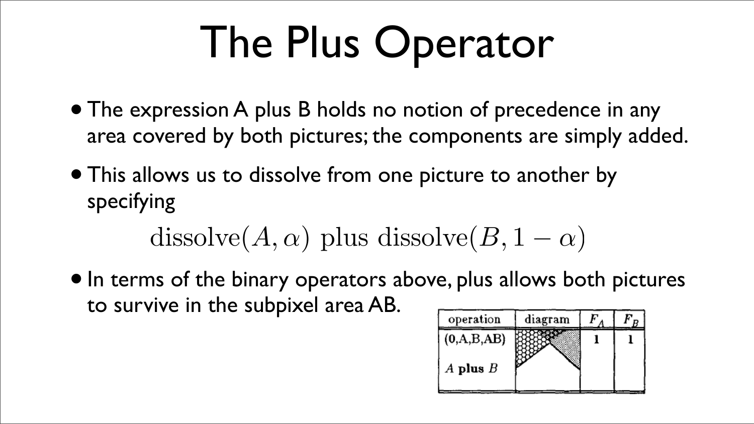# The Plus Operator

- The expression A plus B holds no notion of precedence in any area covered by both pictures; the components are simply added.
- This allows us to dissolve from one picture to another by specifying

$$\text{dissolve}(A, \alpha) \text{ plus } \text{dissolve}(B, 1 - \alpha)$$

- In terms of the binary operators above, plus allows both pictures to survive in the subpixel area AB.

| operation | diagram | $F_A$ | $F_B$ |
|---|---|---|---|
| **(0,A,B,AB)** *A* **plus** *B* | | **1** | **1** |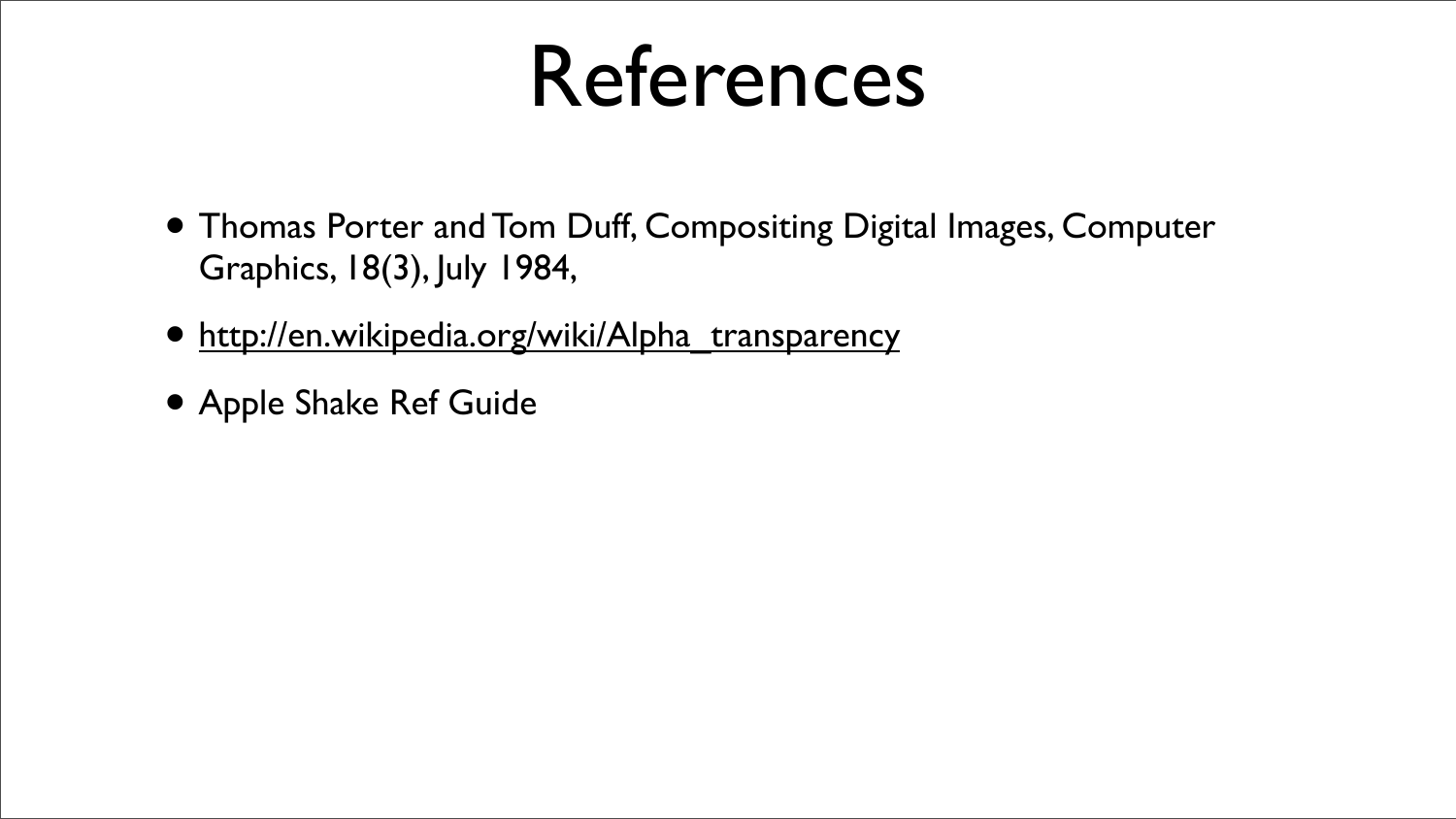# References

- Thomas Porter and Tom Duff, Compositing Digital Images, Computer Graphics, 18(3), July 1984,
- http://en.wikipedia.org/wiki/Alpha_transparency
- Apple Shake Ref Guide